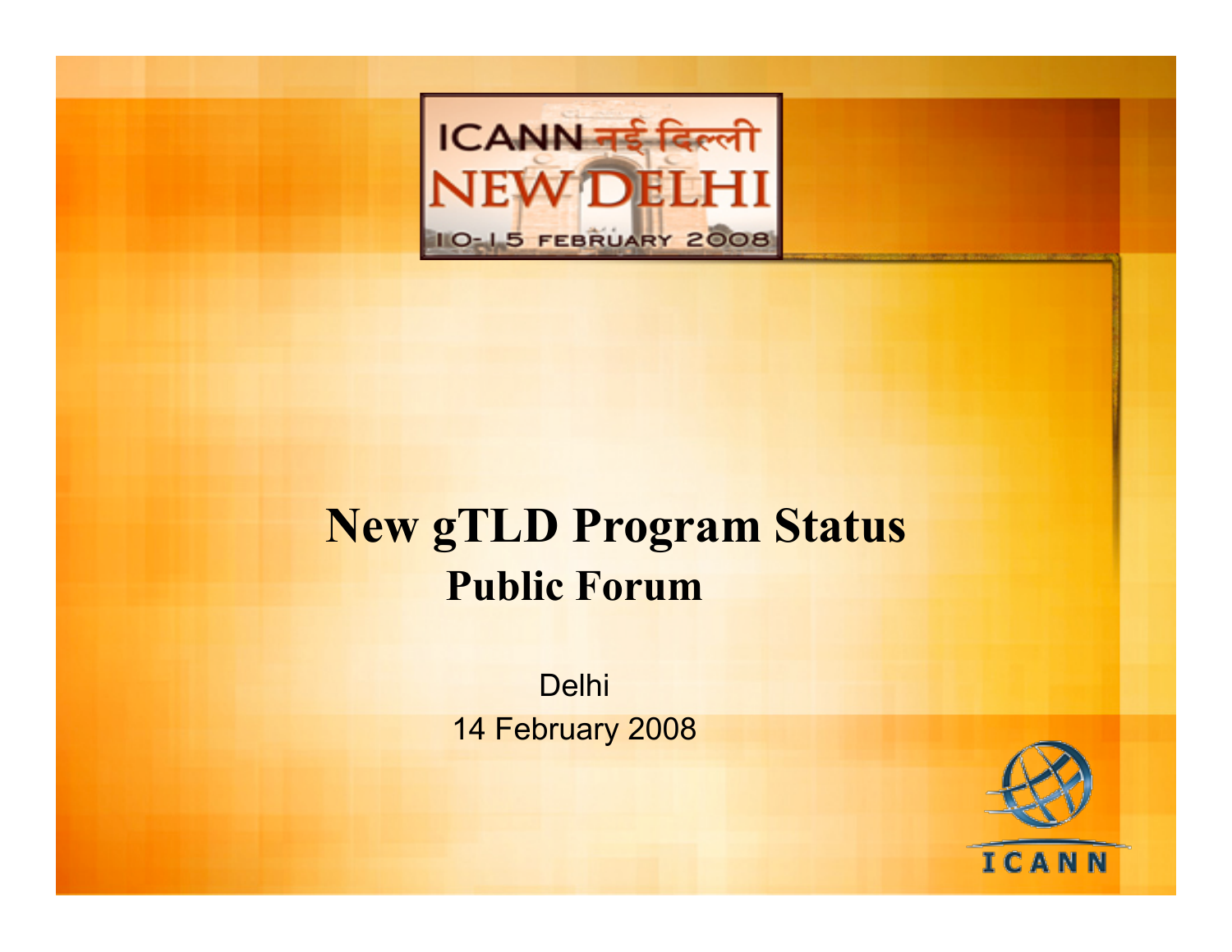ICANN नई दिल्ली
NEW DELHI
10-15 FEBRUARY 2008

# New gTLD Program Status

## Public Forum

Delhi

14 February 2008

ICANN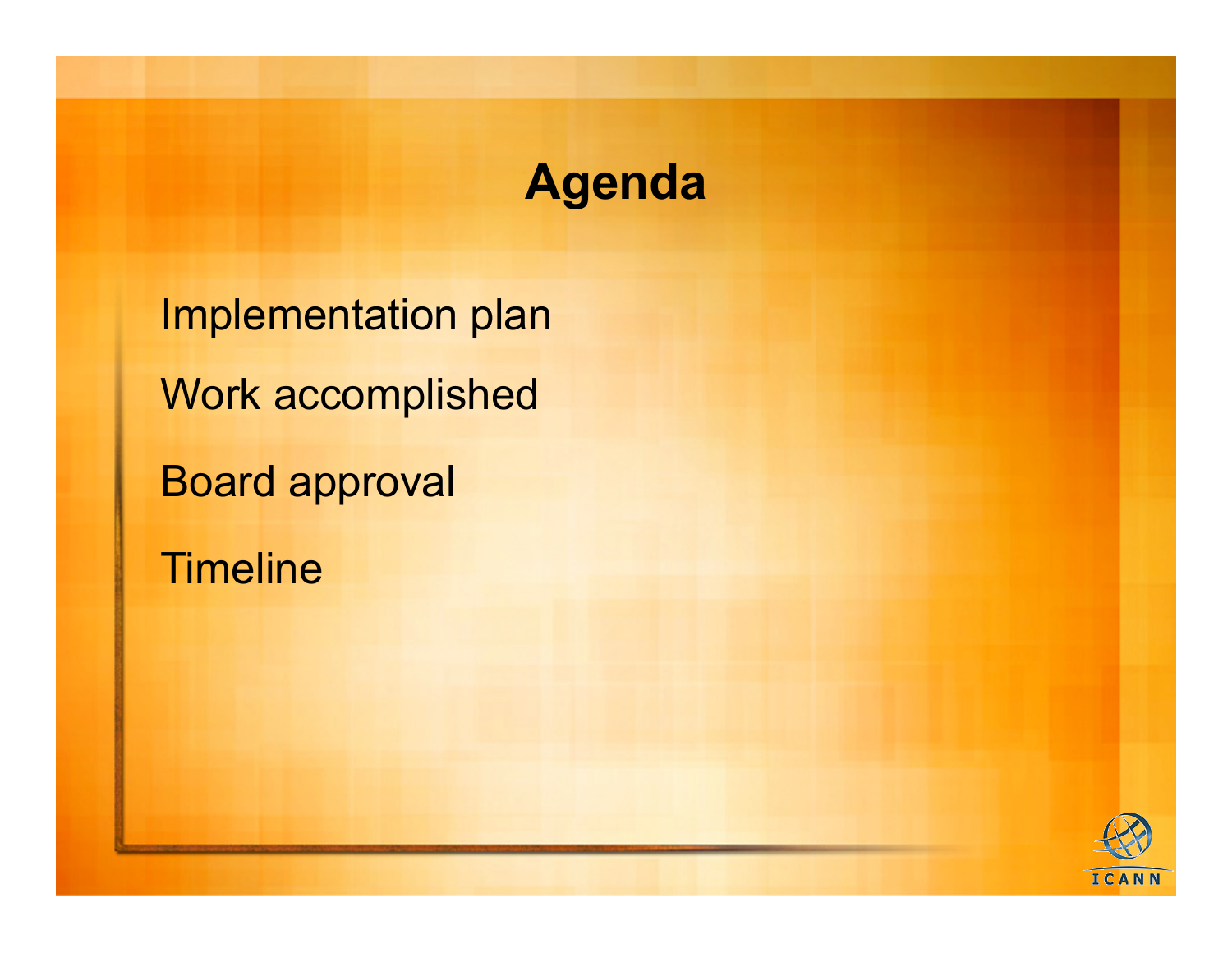# Agenda

- Implementation plan
- Work accomplished
- Board approval
- Timeline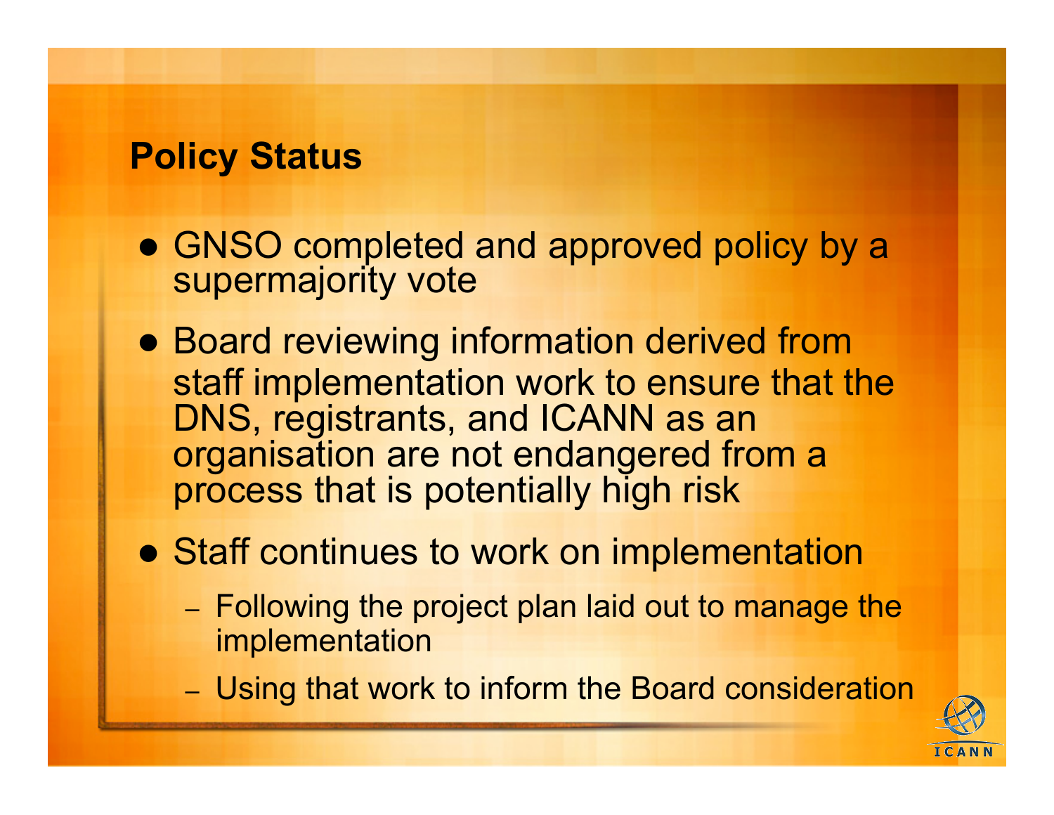## Policy Status

- GNSO completed and approved policy by a supermajority vote
- Board reviewing information derived from staff implementation work to ensure that the DNS, registrants, and ICANN as an organisation are not endangered from a process that is potentially high risk
- Staff continues to work on implementation
  - Following the project plan laid out to manage the implementation
  - Using that work to inform the Board consideration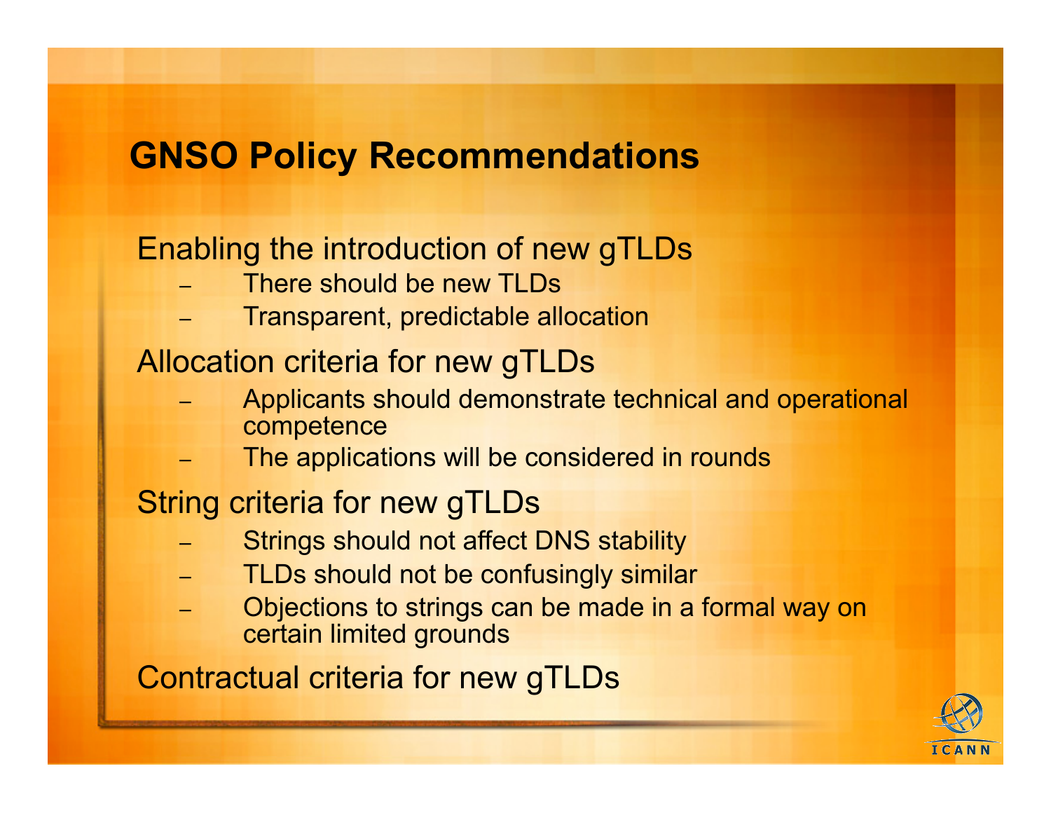# GNSO Policy Recommendations

Enabling the introduction of new gTLDs

- There should be new TLDs
- Transparent, predictable allocation

Allocation criteria for new gTLDs

- Applicants should demonstrate technical and operational competence
- The applications will be considered in rounds

String criteria for new gTLDs

- Strings should not affect DNS stability
- TLDs should not be confusingly similar
- Objections to strings can be made in a formal way on certain limited grounds

Contractual criteria for new gTLDs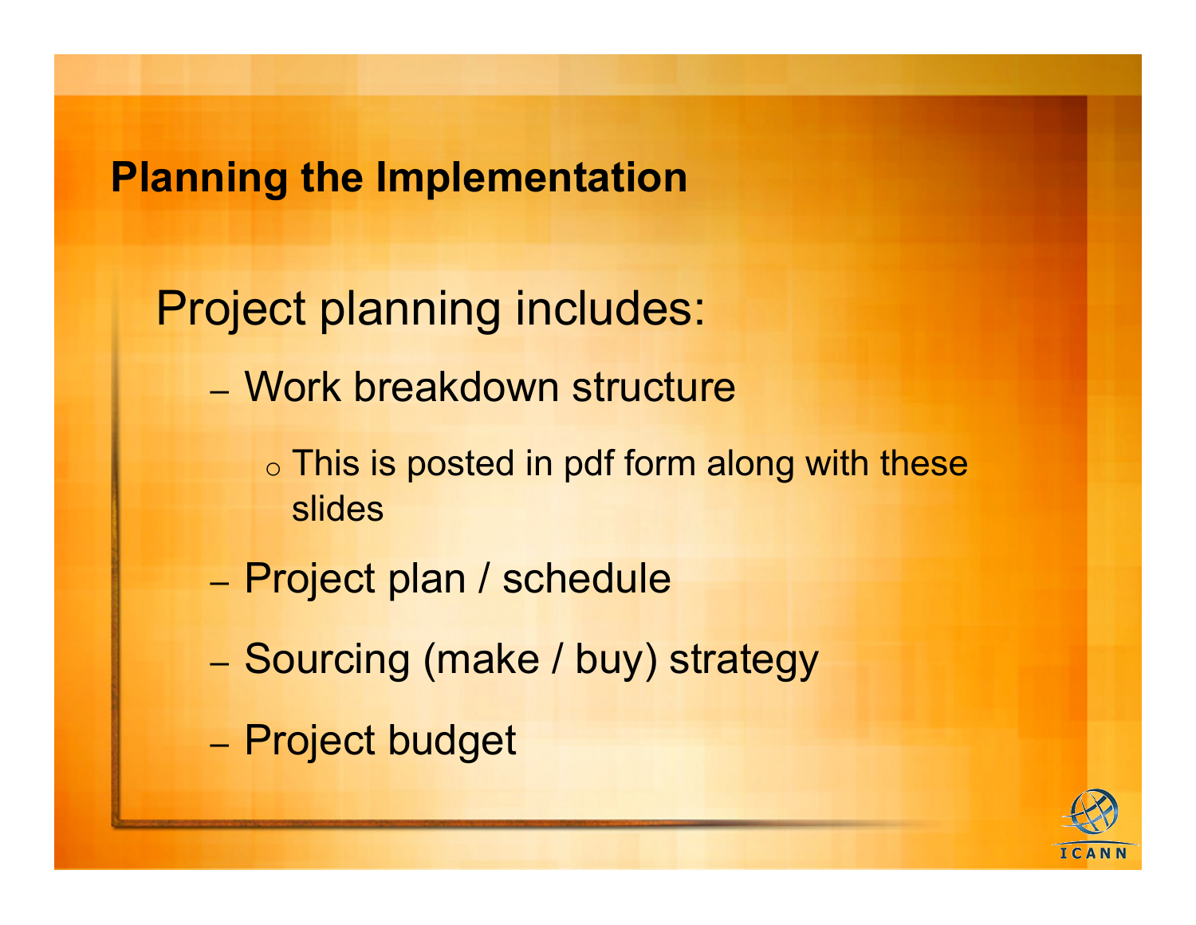## Planning the Implementation

Project planning includes:

- Work breakdown structure
  - This is posted in pdf form along with these slides
- Project plan / schedule
- Sourcing (make / buy) strategy
- Project budget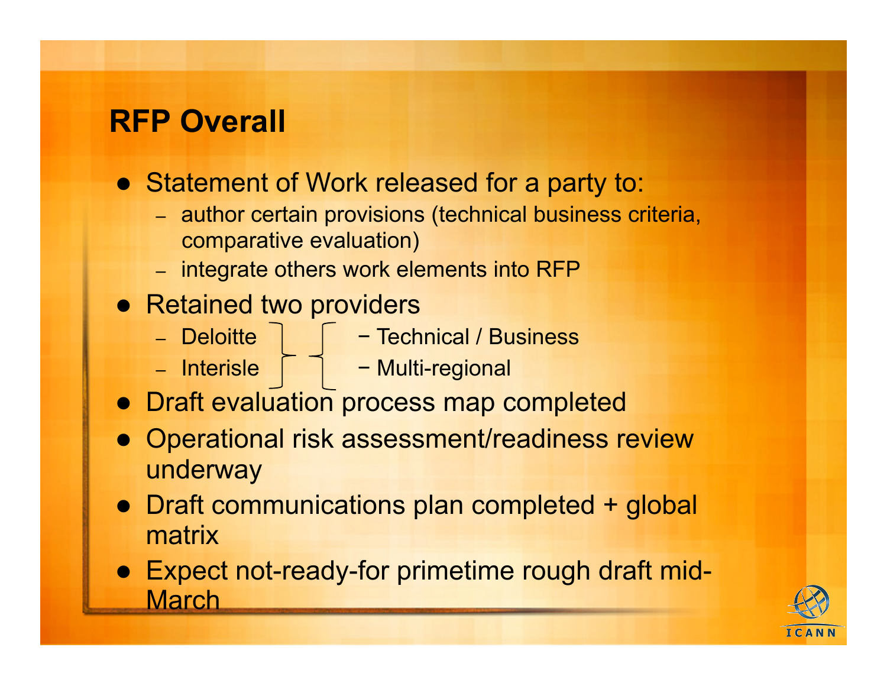## RFP Overall

- Statement of Work released for a party to:
  - author certain provisions (technical business criteria, comparative evaluation)
  - integrate others work elements into RFP
- Retained two providers
  - Deloitte
  - Interisle
  
  (Deloitte and Interisle together cover: − Technical / Business; − Multi-regional)
- Draft evaluation process map completed
- Operational risk assessment/readiness review underway
- Draft communications plan completed + global matrix
- Expect not-ready-for primetime rough draft mid-March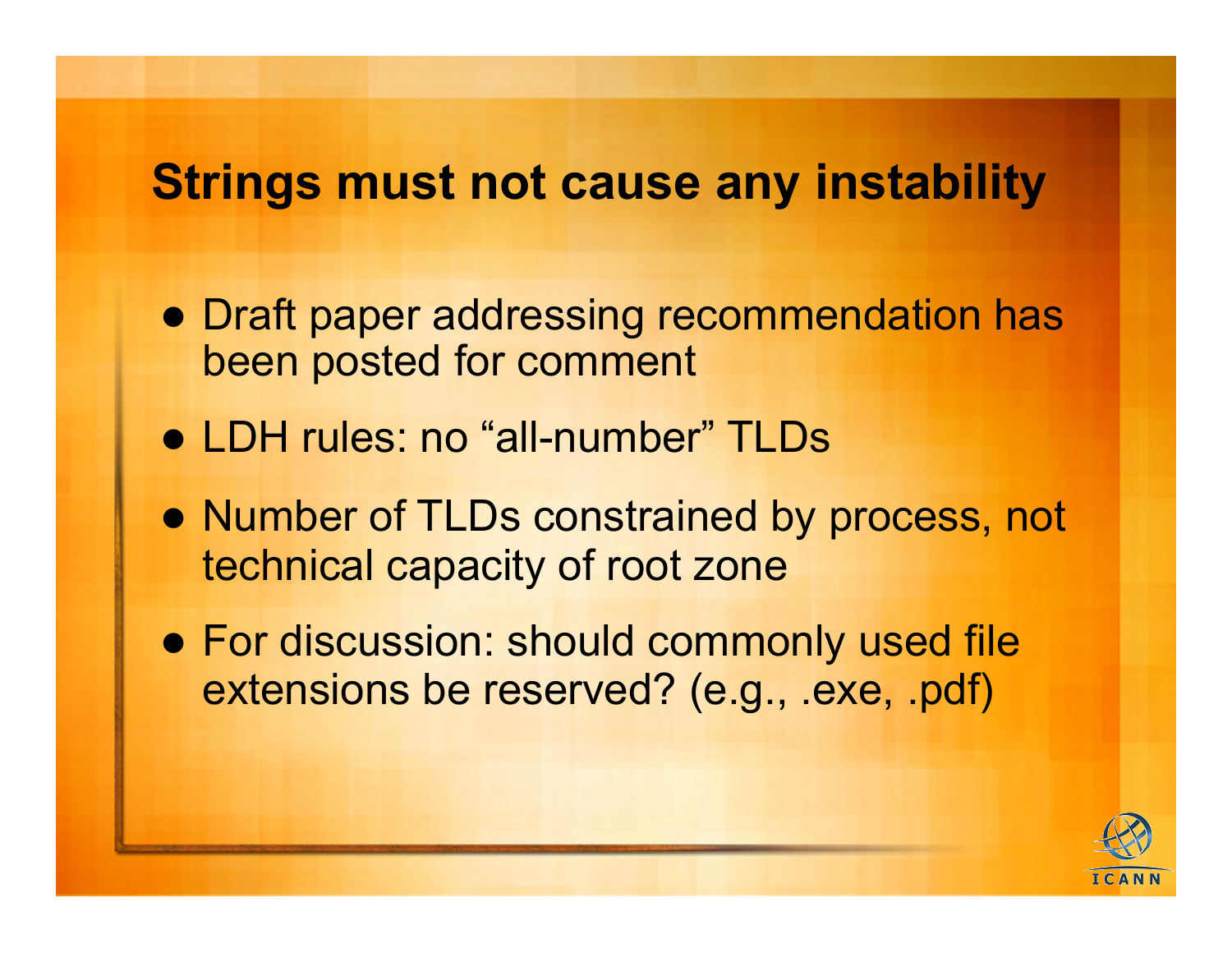# Strings must not cause any instability

- Draft paper addressing recommendation has been posted for comment
- LDH rules: no “all-number” TLDs
- Number of TLDs constrained by process, not technical capacity of root zone
- For discussion: should commonly used file extensions be reserved? (e.g., .exe, .pdf)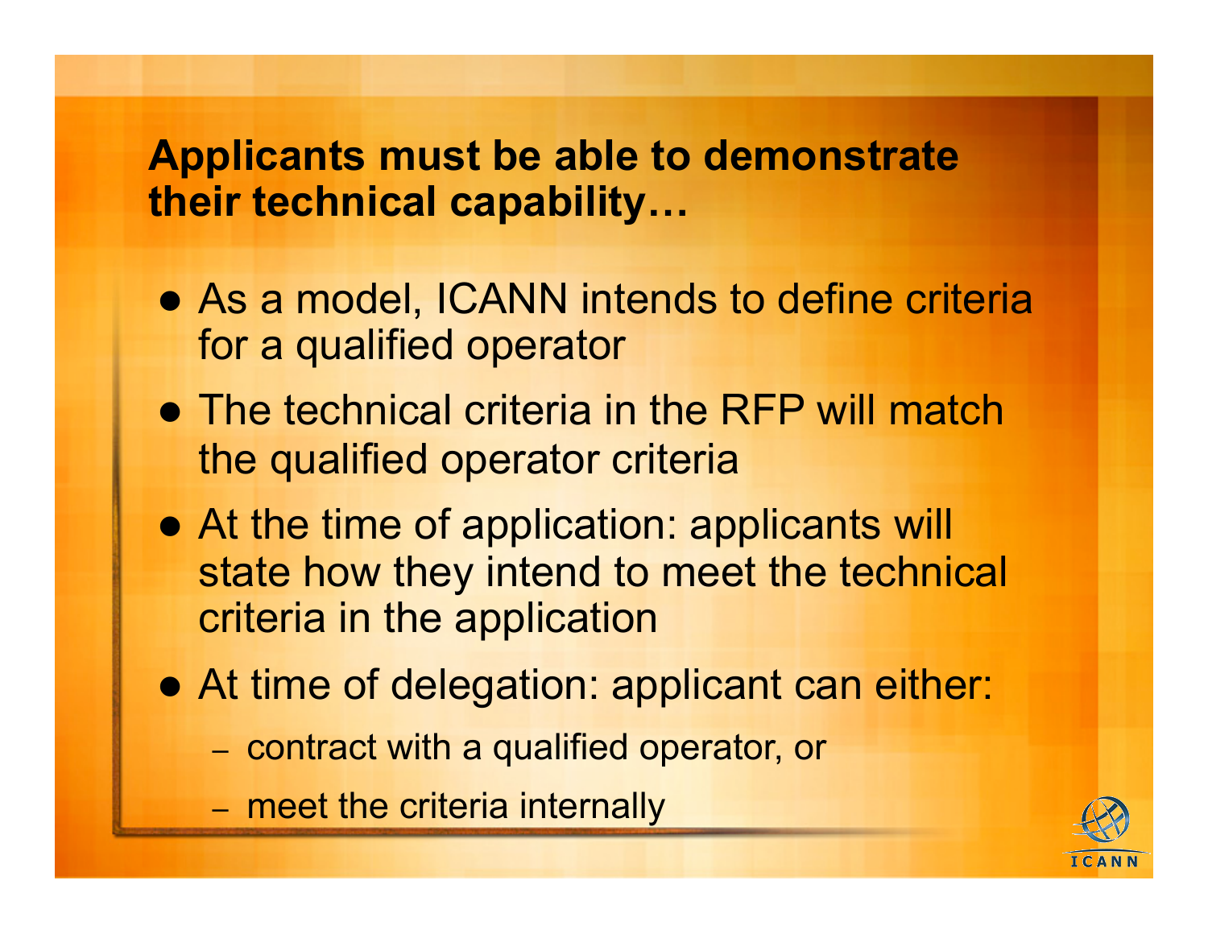## Applicants must be able to demonstrate their technical capability…

- As a model, ICANN intends to define criteria for a qualified operator
- The technical criteria in the RFP will match the qualified operator criteria
- At the time of application: applicants will state how they intend to meet the technical criteria in the application
- At time of delegation: applicant can either:
  - contract with a qualified operator, or
  - meet the criteria internally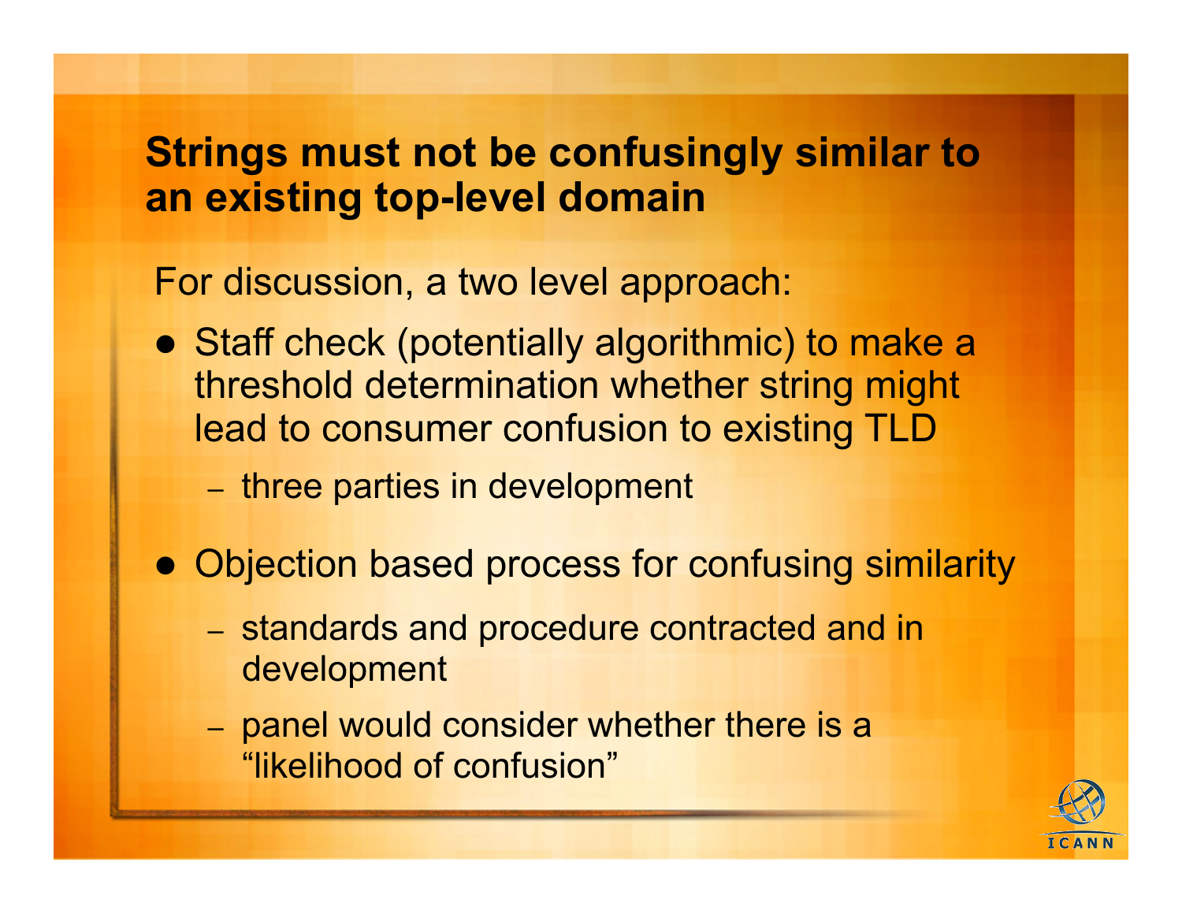## Strings must not be confusingly similar to an existing top-level domain

For discussion, a two level approach:

- Staff check (potentially algorithmic) to make a threshold determination whether string might lead to consumer confusion to existing TLD
  - three parties in development
- Objection based process for confusing similarity
  - standards and procedure contracted and in development
  - panel would consider whether there is a "likelihood of confusion"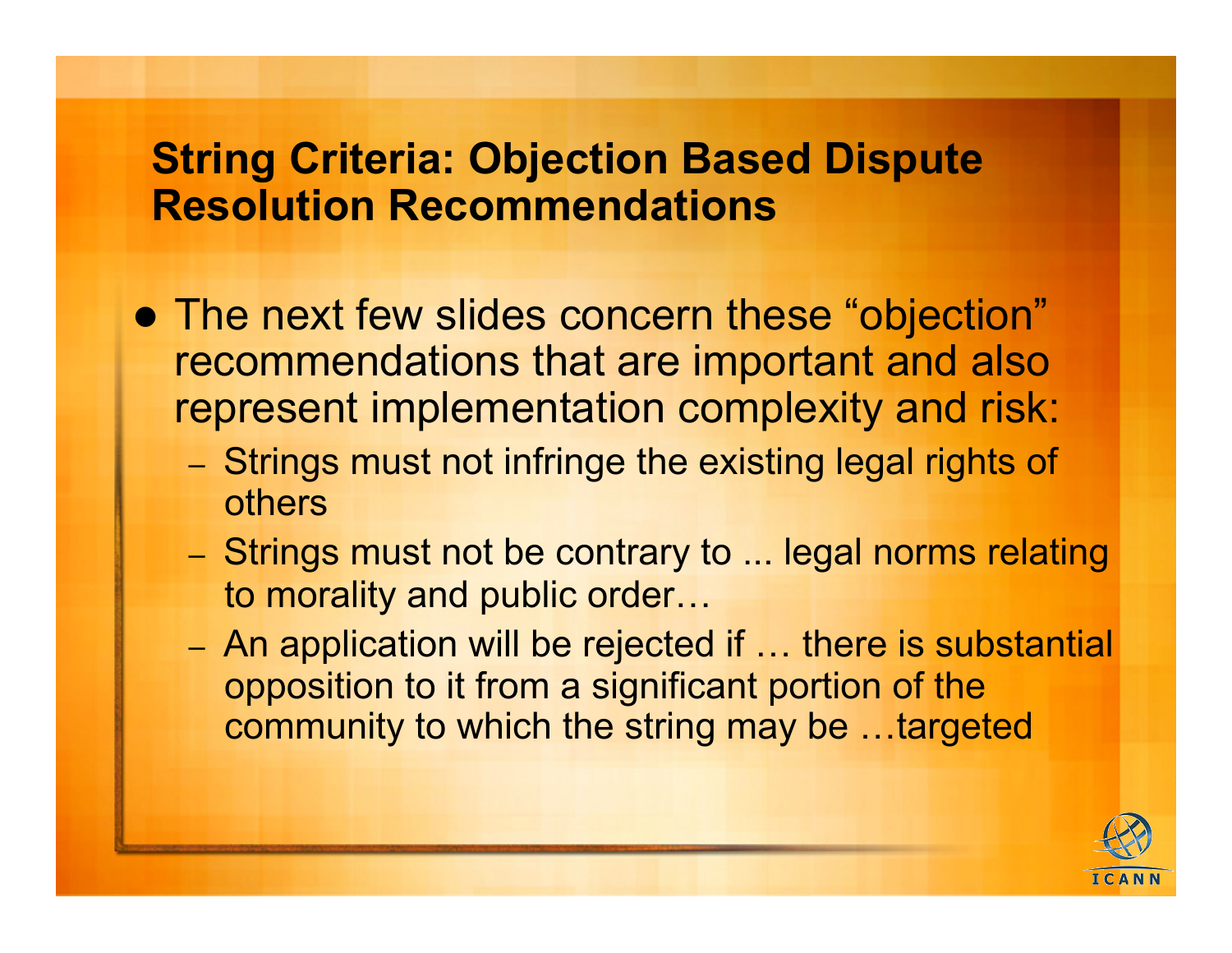## String Criteria: Objection Based Dispute Resolution Recommendations

- The next few slides concern these “objection” recommendations that are important and also represent implementation complexity and risk:
  - Strings must not infringe the existing legal rights of others
  - Strings must not be contrary to ... legal norms relating to morality and public order…
  - An application will be rejected if … there is substantial opposition to it from a significant portion of the community to which the string may be …targeted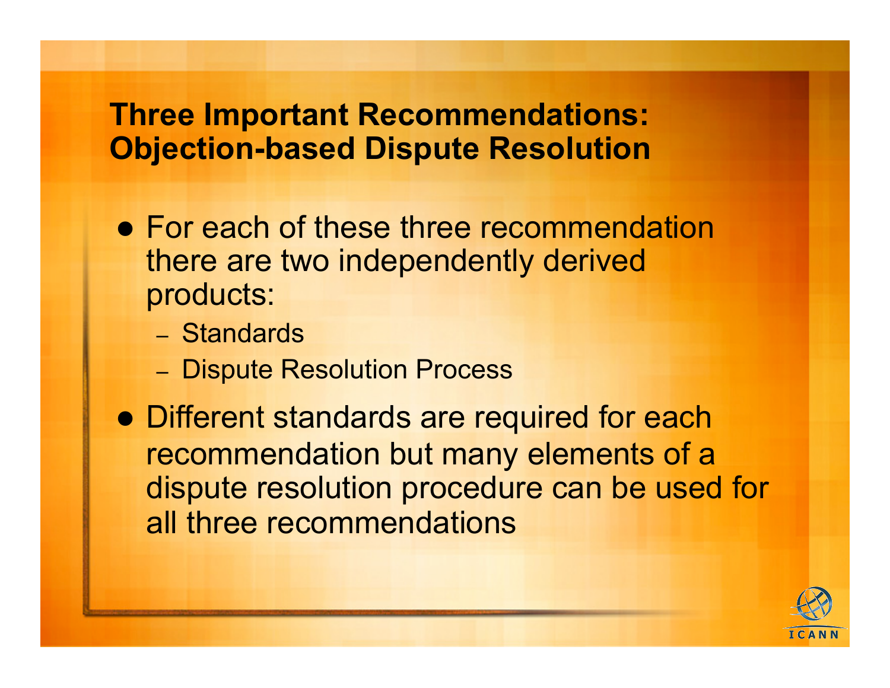## Three Important Recommendations: Objection-based Dispute Resolution

- For each of these three recommendation there are two independently derived products:
  - Standards
  - Dispute Resolution Process
- Different standards are required for each recommendation but many elements of a dispute resolution procedure can be used for all three recommendations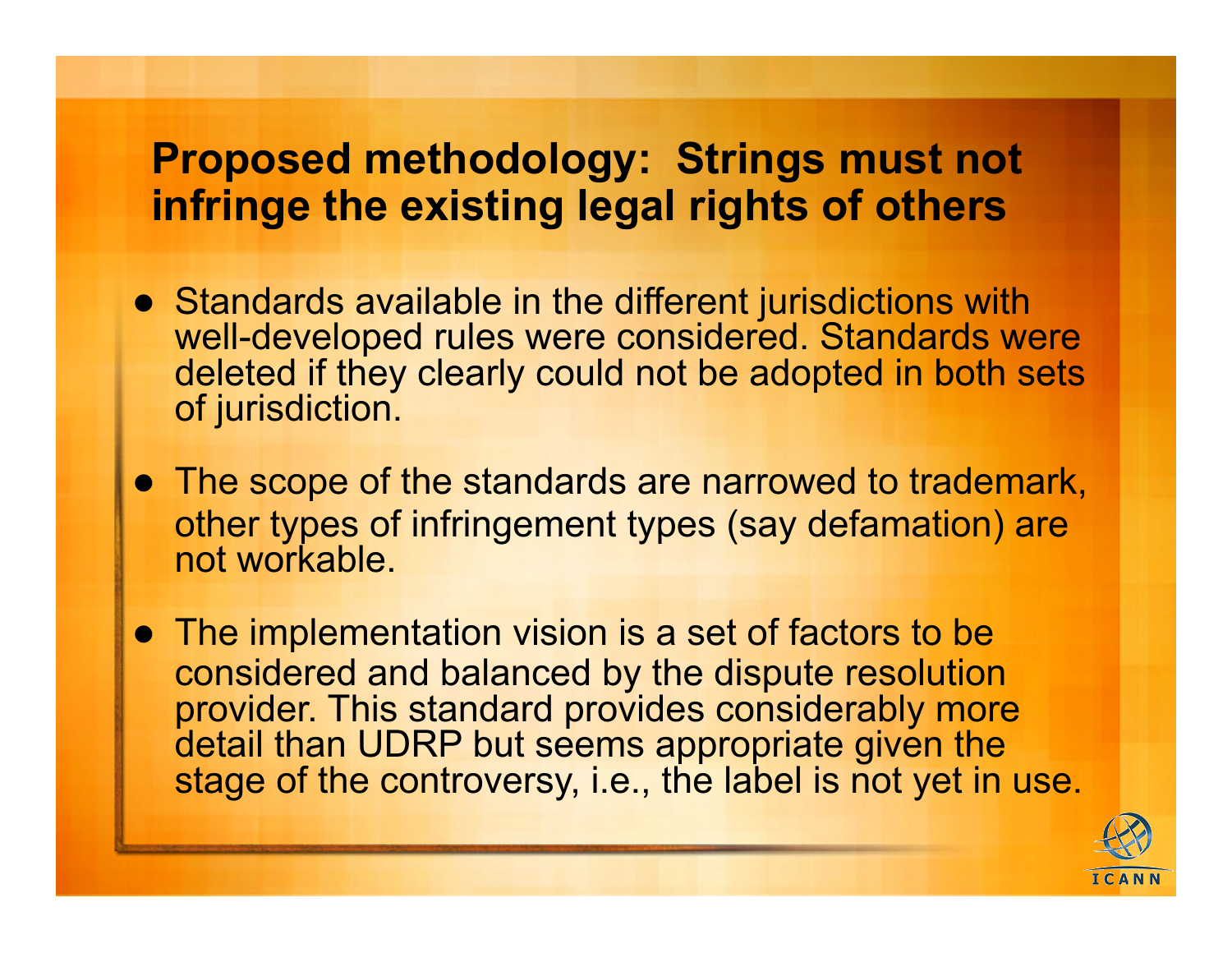## Proposed methodology: Strings must not infringe the existing legal rights of others

- Standards available in the different jurisdictions with well-developed rules were considered. Standards were deleted if they clearly could not be adopted in both sets of jurisdiction.
- The scope of the standards are narrowed to trademark, other types of infringement types (say defamation) are not workable.
- The implementation vision is a set of factors to be considered and balanced by the dispute resolution provider. This standard provides considerably more detail than UDRP but seems appropriate given the stage of the controversy, i.e., the label is not yet in use.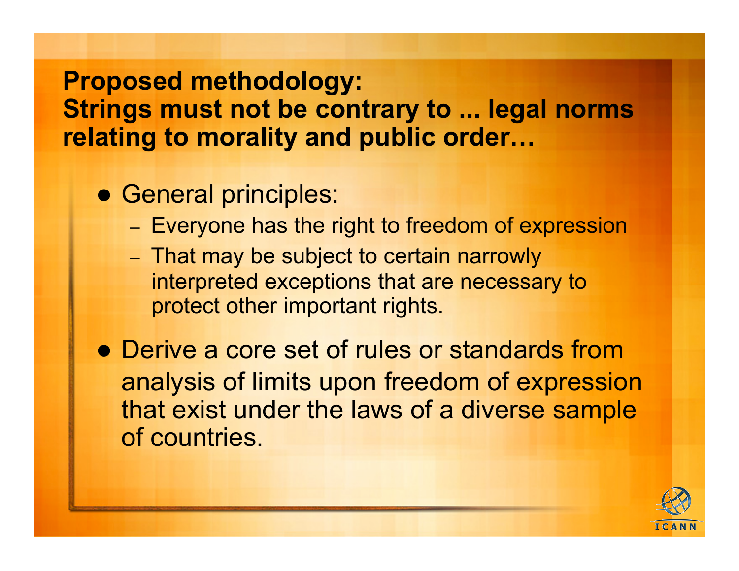## Proposed methodology:
## Strings must not be contrary to ... legal norms relating to morality and public order…

- General principles:
  - Everyone has the right to freedom of expression
  - That may be subject to certain narrowly interpreted exceptions that are necessary to protect other important rights.
- Derive a core set of rules or standards from analysis of limits upon freedom of expression that exist under the laws of a diverse sample of countries.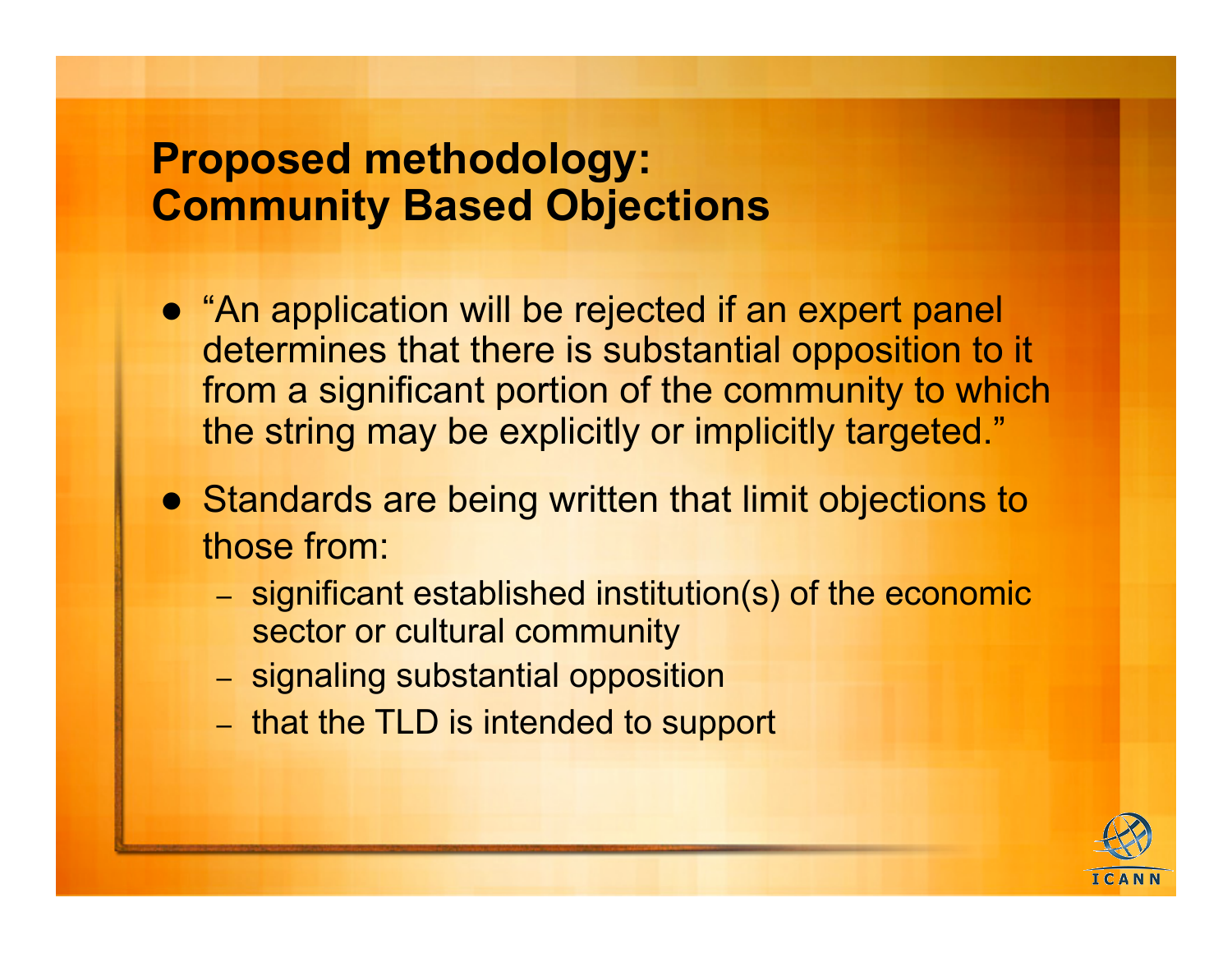# Proposed methodology: Community Based Objections

- "An application will be rejected if an expert panel determines that there is substantial opposition to it from a significant portion of the community to which the string may be explicitly or implicitly targeted."
- Standards are being written that limit objections to those from:
  - significant established institution(s) of the economic sector or cultural community
  - signaling substantial opposition
  - that the TLD is intended to support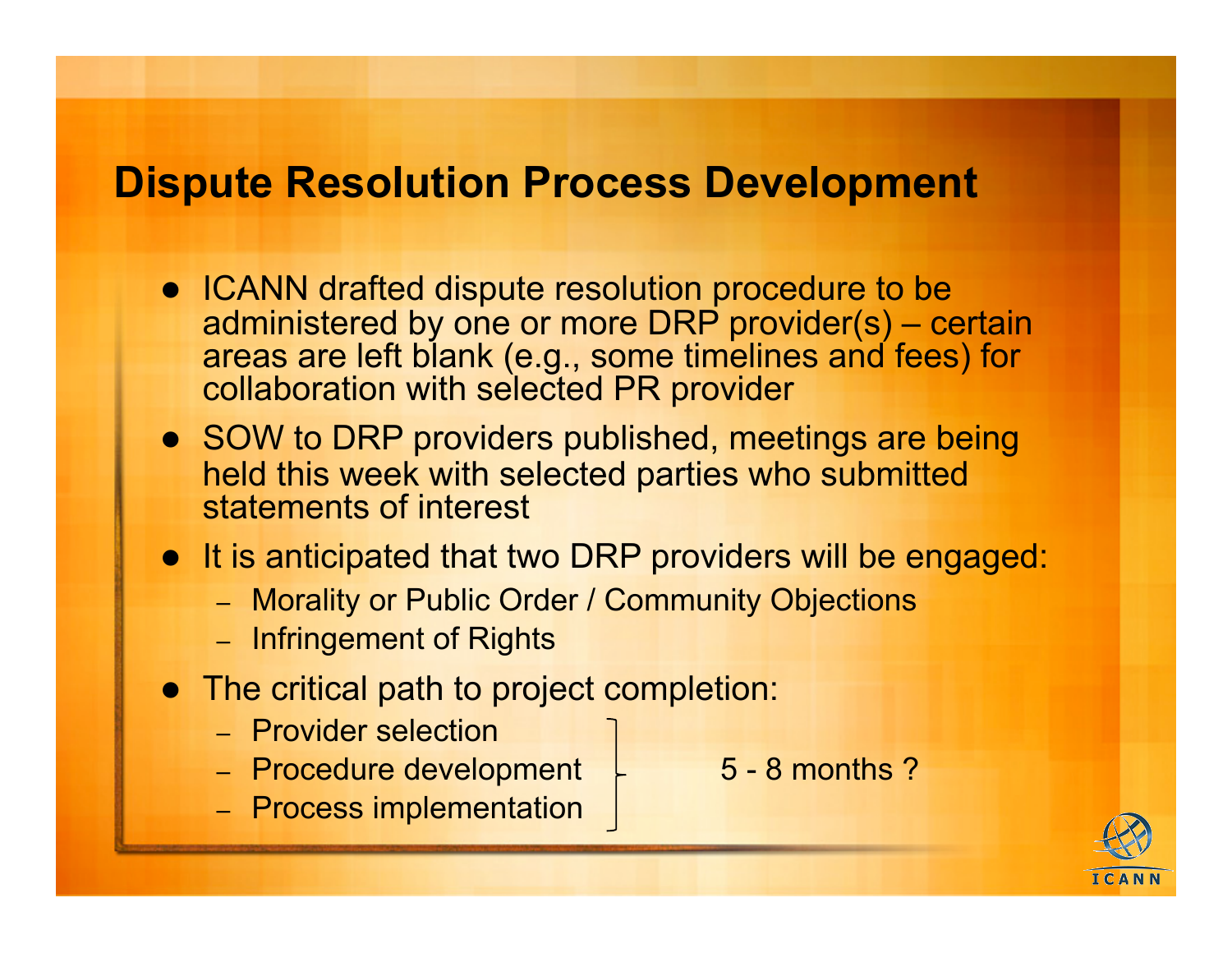# Dispute Resolution Process Development

- ICANN drafted dispute resolution procedure to be administered by one or more DRP provider(s) – certain areas are left blank (e.g., some timelines and fees) for collaboration with selected PR provider
- SOW to DRP providers published, meetings are being held this week with selected parties who submitted statements of interest
- It is anticipated that two DRP providers will be engaged:
  - Morality or Public Order / Community Objections
  - Infringement of Rights
- The critical path to project completion:
  - Provider selection
  - Procedure development
  - Process implementation

  5 - 8 months ?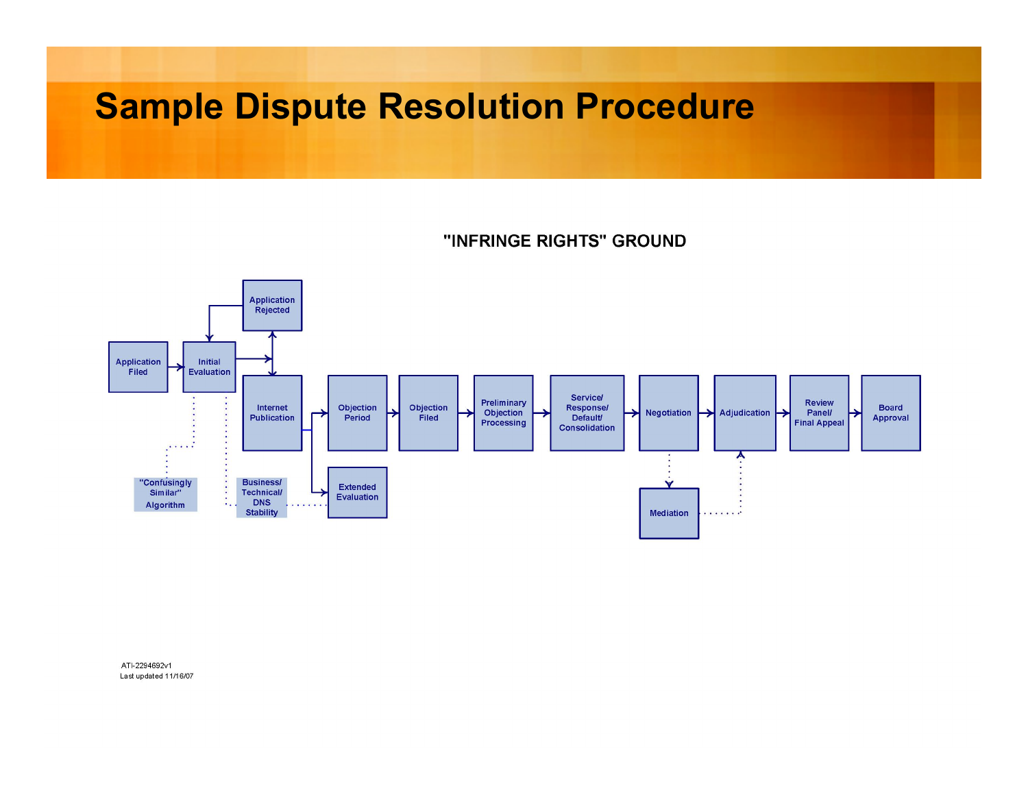# Sample Dispute Resolution Procedure

"INFRINGE RIGHTS" GROUND

Application Filed

Initial Evaluation

Application Rejected

Internet Publication

Objection Period

Objection Filed

Preliminary Objection Processing

Service/ Response/ Default/ Consolidation

Negotiation

Adjudication

Review Panel/ Final Appeal

Board Approval

Extended Evaluation

Mediation

"Confusingly Similar" Algorithm

Business/ Technical/ DNS Stability

ATI-2294692v1
Last updated 11/16/07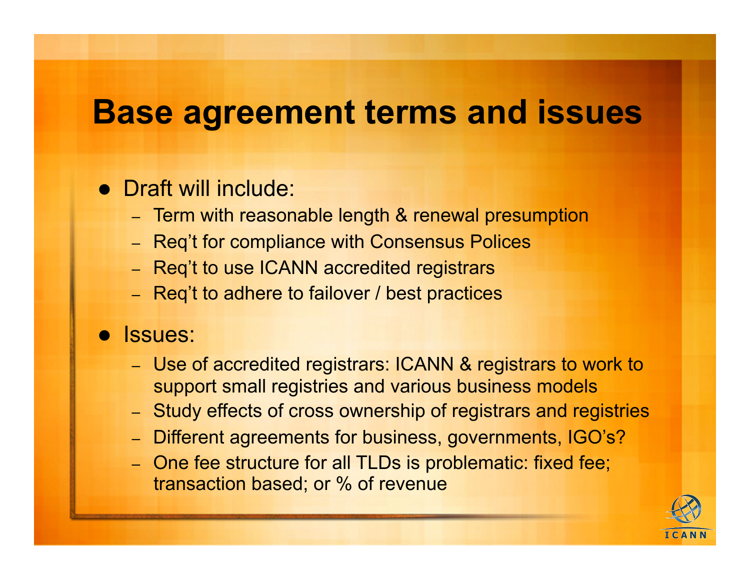# Base agreement terms and issues

- Draft will include:
  - Term with reasonable length & renewal presumption
  - Req't for compliance with Consensus Polices
  - Req't to use ICANN accredited registrars
  - Req't to adhere to failover / best practices
- Issues:
  - Use of accredited registrars: ICANN & registrars to work to support small registries and various business models
  - Study effects of cross ownership of registrars and registries
  - Different agreements for business, governments, IGO's?
  - One fee structure for all TLDs is problematic: fixed fee; transaction based; or % of revenue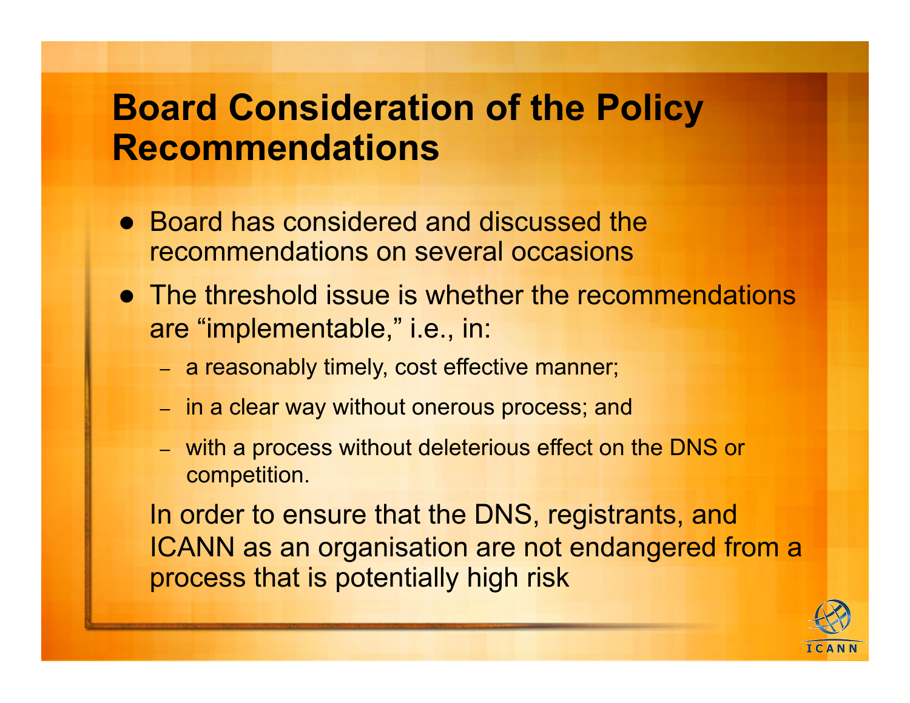# Board Consideration of the Policy Recommendations

- Board has considered and discussed the recommendations on several occasions
- The threshold issue is whether the recommendations are "implementable," i.e., in:
  - a reasonably timely, cost effective manner;
  - in a clear way without onerous process; and
  - with a process without deleterious effect on the DNS or competition.

  In order to ensure that the DNS, registrants, and ICANN as an organisation are not endangered from a process that is potentially high risk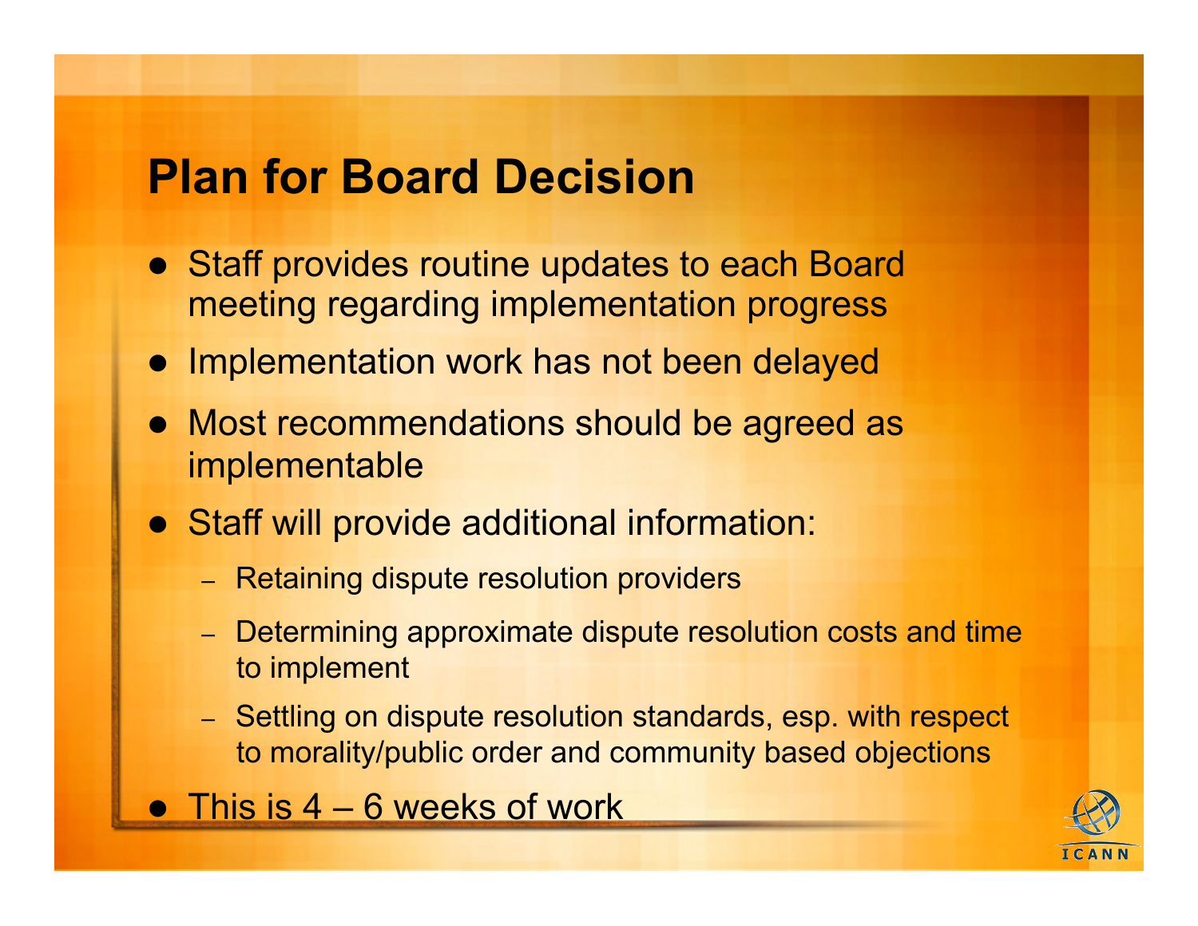# Plan for Board Decision

- Staff provides routine updates to each Board meeting regarding implementation progress
- Implementation work has not been delayed
- Most recommendations should be agreed as implementable
- Staff will provide additional information:
  - Retaining dispute resolution providers
  - Determining approximate dispute resolution costs and time to implement
  - Settling on dispute resolution standards, esp. with respect to morality/public order and community based objections
- This is 4 – 6 weeks of work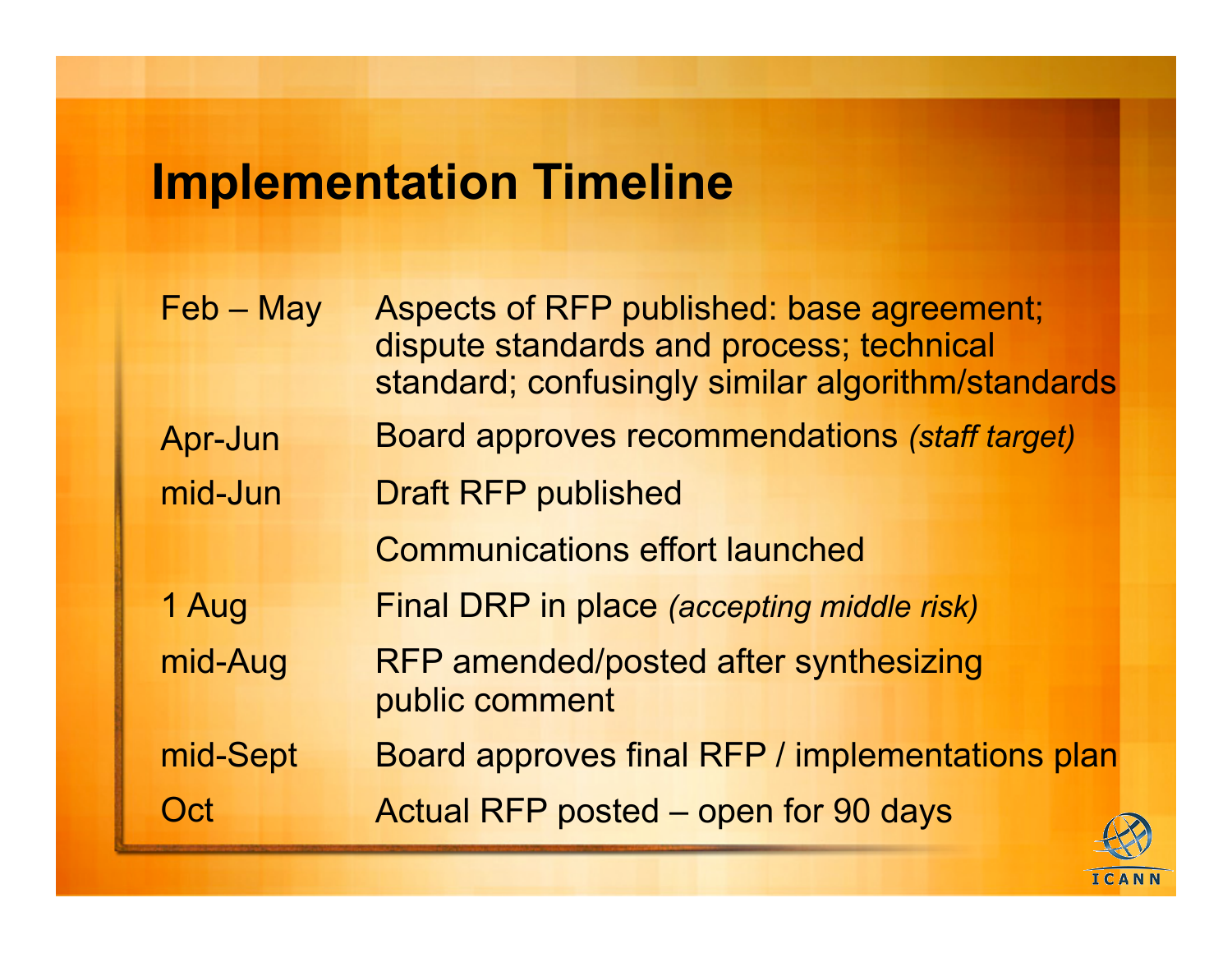# Implementation Timeline

| | |
|---|---|
| Feb – May | Aspects of RFP published: base agreement; dispute standards and process; technical standard; confusingly similar algorithm/standards |
| Apr-Jun | Board approves recommendations *(staff target)* |
| mid-Jun | Draft RFP published |
| | Communications effort launched |
| 1 Aug | Final DRP in place *(accepting middle risk)* |
| mid-Aug | RFP amended/posted after synthesizing public comment |
| mid-Sept | Board approves final RFP / implementations plan |
| Oct | Actual RFP posted – open for 90 days |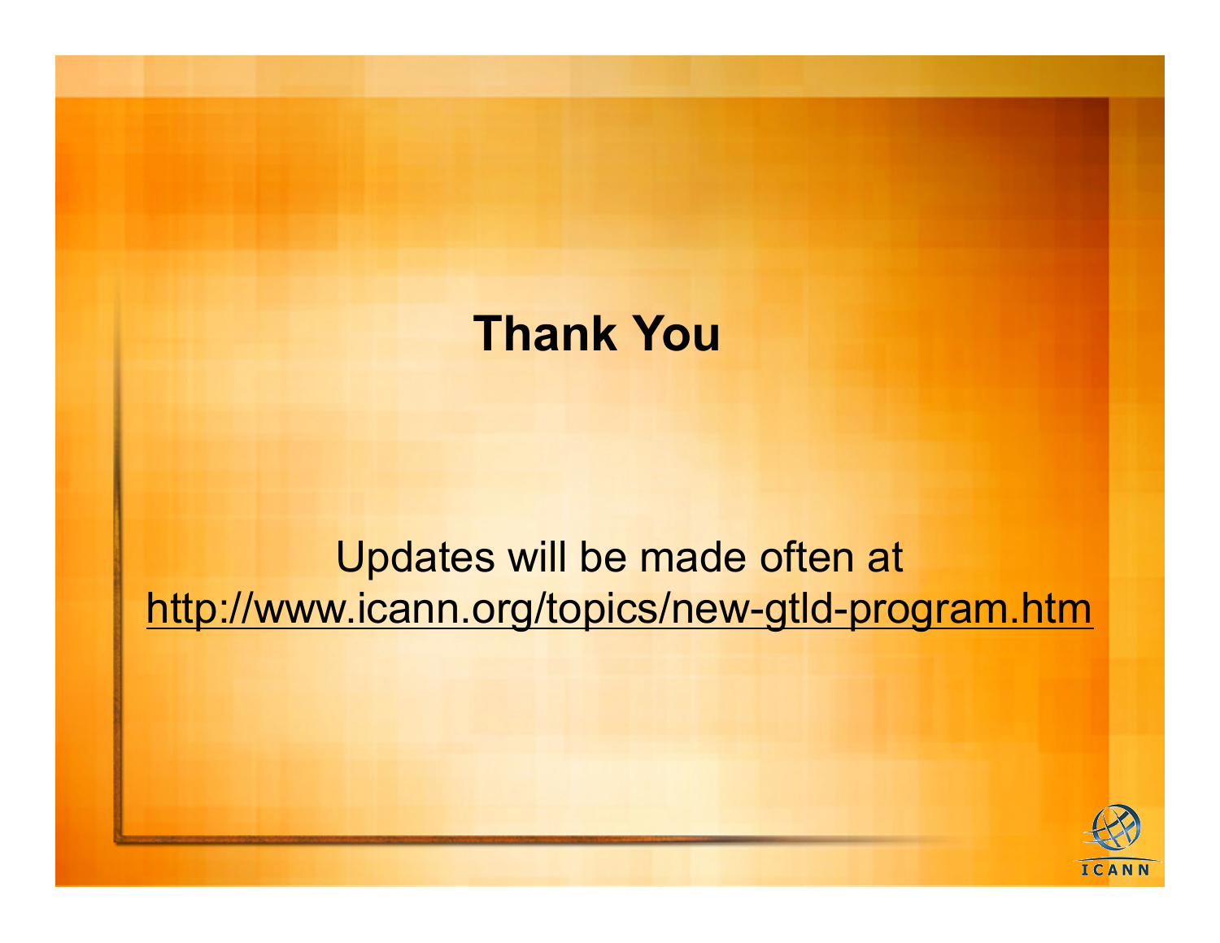# Thank You

Updates will be made often at
http://www.icann.org/topics/new-gtld-program.htm